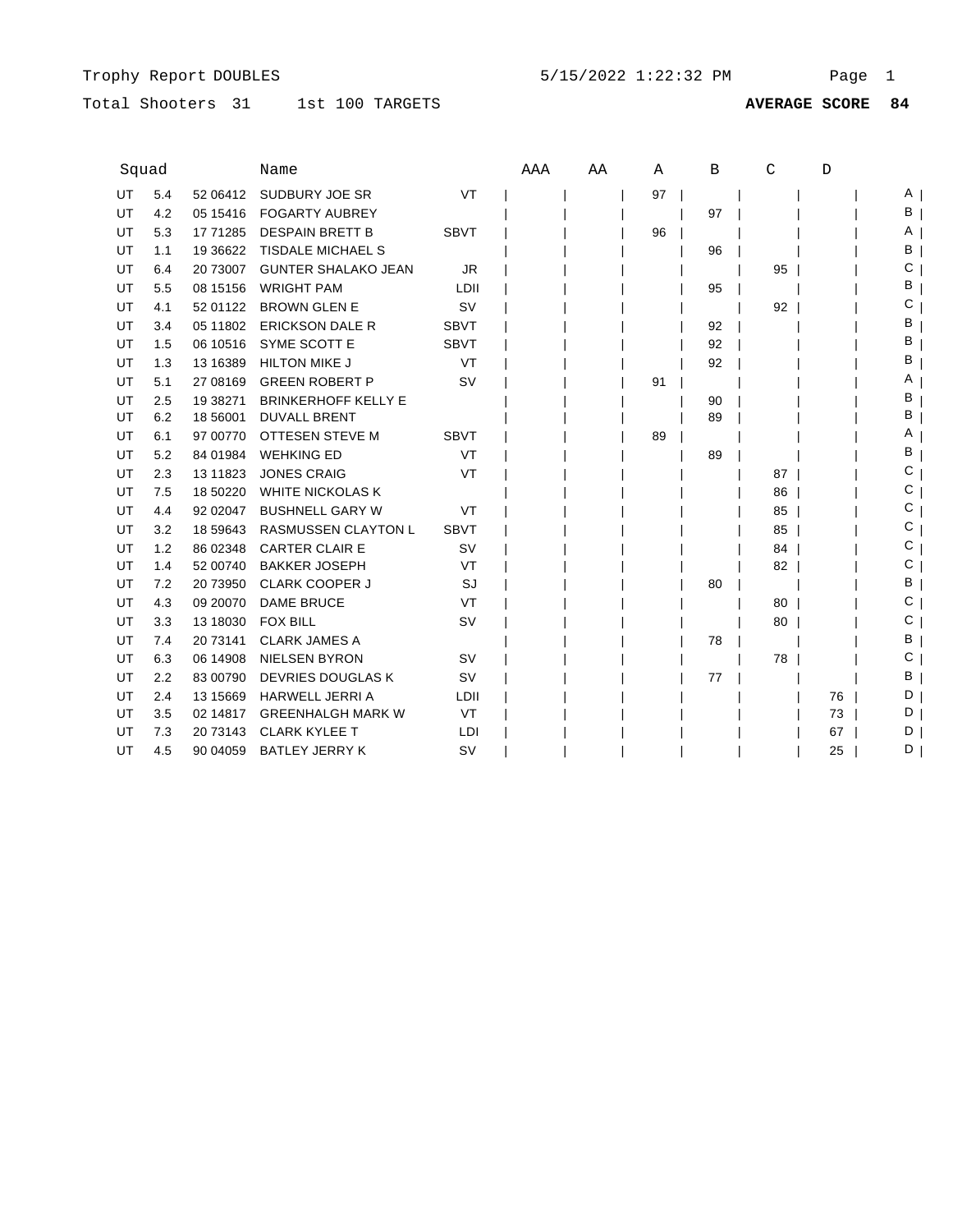Trophy Report DOUBLES 5/15/2022 1:22:32 PM

Total Shooters 31 1st 100 TARGETS **AVERAGE SCORE 84**

| Squad | | | Name | | AAA | AA | A | B | C | D | |
|---|---|---|---|---|---|---|---|---|---|---|---|
| UT | 5.4 | 52 06412 | SUDBURY JOE SR | VT | | | 97 | | | | A |
| UT | 4.2 | 05 15416 | FOGARTY AUBREY | | | | | 97 | | | B |
| UT | 5.3 | 17 71285 | DESPAIN BRETT B | SBVT | | | 96 | | | | A |
| UT | 1.1 | 19 36622 | TISDALE MICHAEL S | | | | | 96 | | | B |
| UT | 6.4 | 20 73007 | GUNTER SHALAKO JEAN | JR | | | | | 95 | | C |
| UT | 5.5 | 08 15156 | WRIGHT PAM | LDII | | | | 95 | | | B |
| UT | 4.1 | 52 01122 | BROWN GLEN E | SV | | | | | 92 | | C |
| UT | 3.4 | 05 11802 | ERICKSON DALE R | SBVT | | | | 92 | | | B |
| UT | 1.5 | 06 10516 | SYME SCOTT E | SBVT | | | | 92 | | | B |
| UT | 1.3 | 13 16389 | HILTON MIKE J | VT | | | | 92 | | | B |
| UT | 5.1 | 27 08169 | GREEN ROBERT P | SV | | | 91 | | | | A |
| UT | 2.5 | 19 38271 | BRINKERHOFF KELLY E | | | | | 90 | | | B |
| UT | 6.2 | 18 56001 | DUVALL BRENT | | | | | 89 | | | B |
| UT | 6.1 | 97 00770 | OTTESEN STEVE M | SBVT | | | 89 | | | | A |
| UT | 5.2 | 84 01984 | WEHKING ED | VT | | | | 89 | | | B |
| UT | 2.3 | 13 11823 | JONES CRAIG | VT | | | | | 87 | | C |
| UT | 7.5 | 18 50220 | WHITE NICKOLAS K | | | | | | 86 | | C |
| UT | 4.4 | 92 02047 | BUSHNELL GARY W | VT | | | | | 85 | | C |
| UT | 3.2 | 18 59643 | RASMUSSEN CLAYTON L | SBVT | | | | | 85 | | C |
| UT | 1.2 | 86 02348 | CARTER CLAIR E | SV | | | | | 84 | | C |
| UT | 1.4 | 52 00740 | BAKKER JOSEPH | VT | | | | | 82 | | C |
| UT | 7.2 | 20 73950 | CLARK COOPER J | SJ | | | | 80 | | | B |
| UT | 4.3 | 09 20070 | DAME BRUCE | VT | | | | | 80 | | C |
| UT | 3.3 | 13 18030 | FOX BILL | SV | | | | | 80 | | C |
| UT | 7.4 | 20 73141 | CLARK JAMES A | | | | | 78 | | | B |
| UT | 6.3 | 06 14908 | NIELSEN BYRON | SV | | | | | 78 | | C |
| UT | 2.2 | 83 00790 | DEVRIES DOUGLAS K | SV | | | | 77 | | | B |
| UT | 2.4 | 13 15669 | HARWELL JERRI A | LDII | | | | | | 76 | D |
| UT | 3.5 | 02 14817 | GREENHALGH MARK W | VT | | | | | | 73 | D |
| UT | 7.3 | 20 73143 | CLARK KYLEE T | LDI | | | | | | 67 | D |
| UT | 4.5 | 90 04059 | BATLEY JERRY K | SV | | | | | | 25 | D |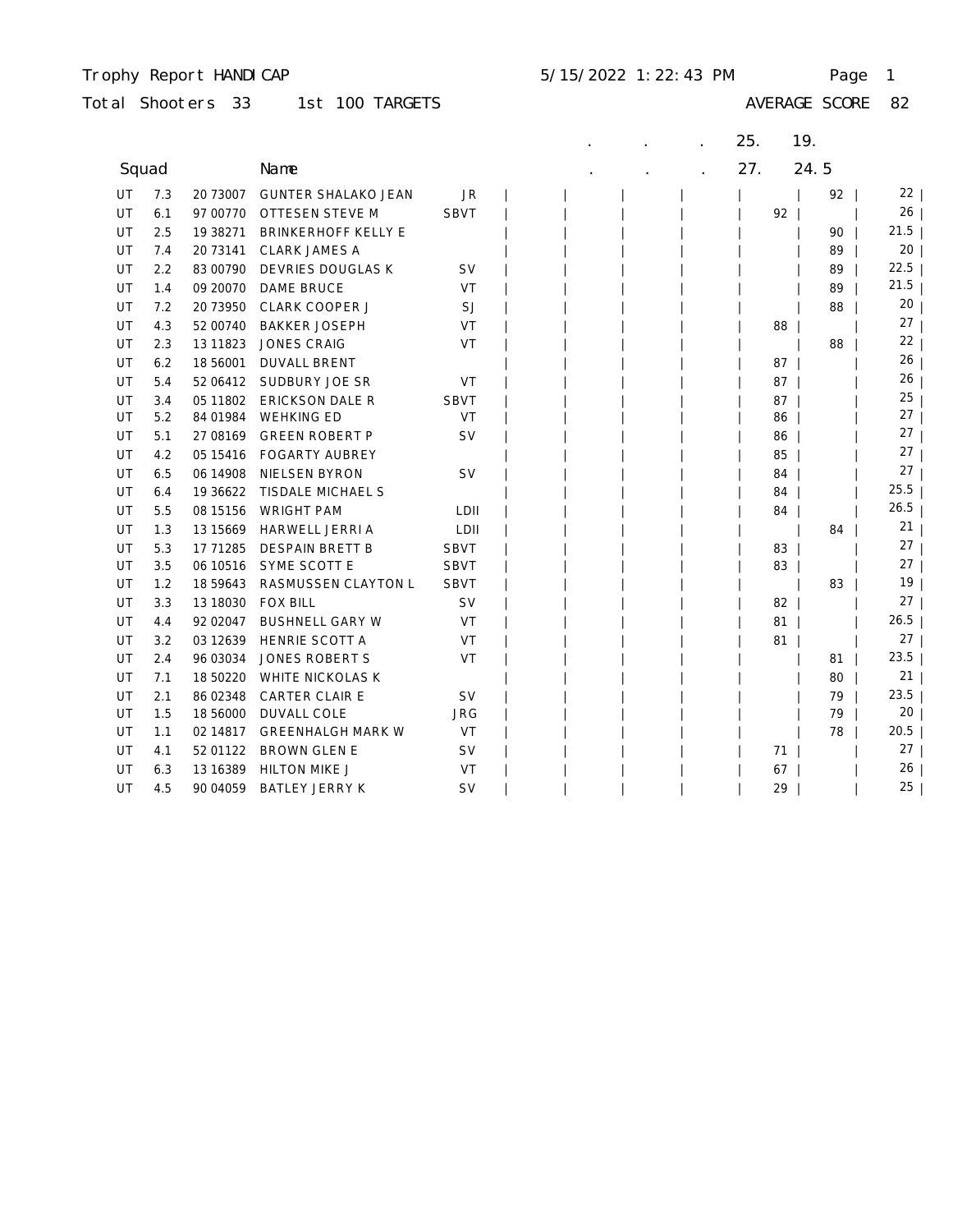Trophy Report HANDICAP 5/15/2022 1:22:43 PM

Total Shooters 33 1st 100 TARGETS AVERAGE SCORE 82

| | Squad | | Name | | | . | . | . | 25. 27. | 19. 24.5 | |
|---|---|---|---|---|---|---|---|---|---|---|---|
| UT | 7.3 | 20 73007 | GUNTER SHALAKO JEAN | JR | | | | | | 92 | 22 |
| UT | 6.1 | 97 00770 | OTTESEN STEVE M | SBVT | | | | | 92 | | 26 |
| UT | 2.5 | 19 38271 | BRINKERHOFF KELLY E | | | | | | | 90 | 21.5 |
| UT | 7.4 | 20 73141 | CLARK JAMES A | | | | | | | 89 | 20 |
| UT | 2.2 | 83 00790 | DEVRIES DOUGLAS K | SV | | | | | | 89 | 22.5 |
| UT | 1.4 | 09 20070 | DAME BRUCE | VT | | | | | | 89 | 21.5 |
| UT | 7.2 | 20 73950 | CLARK COOPER J | SJ | | | | | | 88 | 20 |
| UT | 4.3 | 52 00740 | BAKKER JOSEPH | VT | | | | | 88 | | 27 |
| UT | 2.3 | 13 11823 | JONES CRAIG | VT | | | | | | 88 | 22 |
| UT | 6.2 | 18 56001 | DUVALL BRENT | | | | | | 87 | | 26 |
| UT | 5.4 | 52 06412 | SUDBURY JOE SR | VT | | | | | 87 | | 26 |
| UT | 3.4 | 05 11802 | ERICKSON DALE R | SBVT | | | | | 87 | | 25 |
| UT | 5.2 | 84 01984 | WEHKING ED | VT | | | | | 86 | | 27 |
| UT | 5.1 | 27 08169 | GREEN ROBERT P | SV | | | | | 86 | | 27 |
| UT | 4.2 | 05 15416 | FOGARTY AUBREY | | | | | | 85 | | 27 |
| UT | 6.5 | 06 14908 | NIELSEN BYRON | SV | | | | | 84 | | 27 |
| UT | 6.4 | 19 36622 | TISDALE MICHAEL S | | | | | | 84 | | 25.5 |
| UT | 5.5 | 08 15156 | WRIGHT PAM | LDII | | | | | 84 | | 26.5 |
| UT | 1.3 | 13 15669 | HARWELL JERRI A | LDII | | | | | | 84 | 21 |
| UT | 5.3 | 17 71285 | DESPAIN BRETT B | SBVT | | | | | 83 | | 27 |
| UT | 3.5 | 06 10516 | SYME SCOTT E | SBVT | | | | | 83 | | 27 |
| UT | 1.2 | 18 59643 | RASMUSSEN CLAYTON L | SBVT | | | | | | 83 | 19 |
| UT | 3.3 | 13 18030 | FOX BILL | SV | | | | | 82 | | 27 |
| UT | 4.4 | 92 02047 | BUSHNELL GARY W | VT | | | | | 81 | | 26.5 |
| UT | 3.2 | 03 12639 | HENRIE SCOTT A | VT | | | | | 81 | | 27 |
| UT | 2.4 | 96 03034 | JONES ROBERT S | VT | | | | | | 81 | 23.5 |
| UT | 7.1 | 18 50220 | WHITE NICKOLAS K | | | | | | | 80 | 21 |
| UT | 2.1 | 86 02348 | CARTER CLAIR E | SV | | | | | | 79 | 23.5 |
| UT | 1.5 | 18 56000 | DUVALL COLE | JRG | | | | | | 79 | 20 |
| UT | 1.1 | 02 14817 | GREENHALGH MARK W | VT | | | | | | 78 | 20.5 |
| UT | 4.1 | 52 01122 | BROWN GLEN E | SV | | | | | 71 | | 27 |
| UT | 6.3 | 13 16389 | HILTON MIKE J | VT | | | | | 67 | | 26 |
| UT | 4.5 | 90 04059 | BATLEY JERRY K | SV | | | | | 29 | | 25 |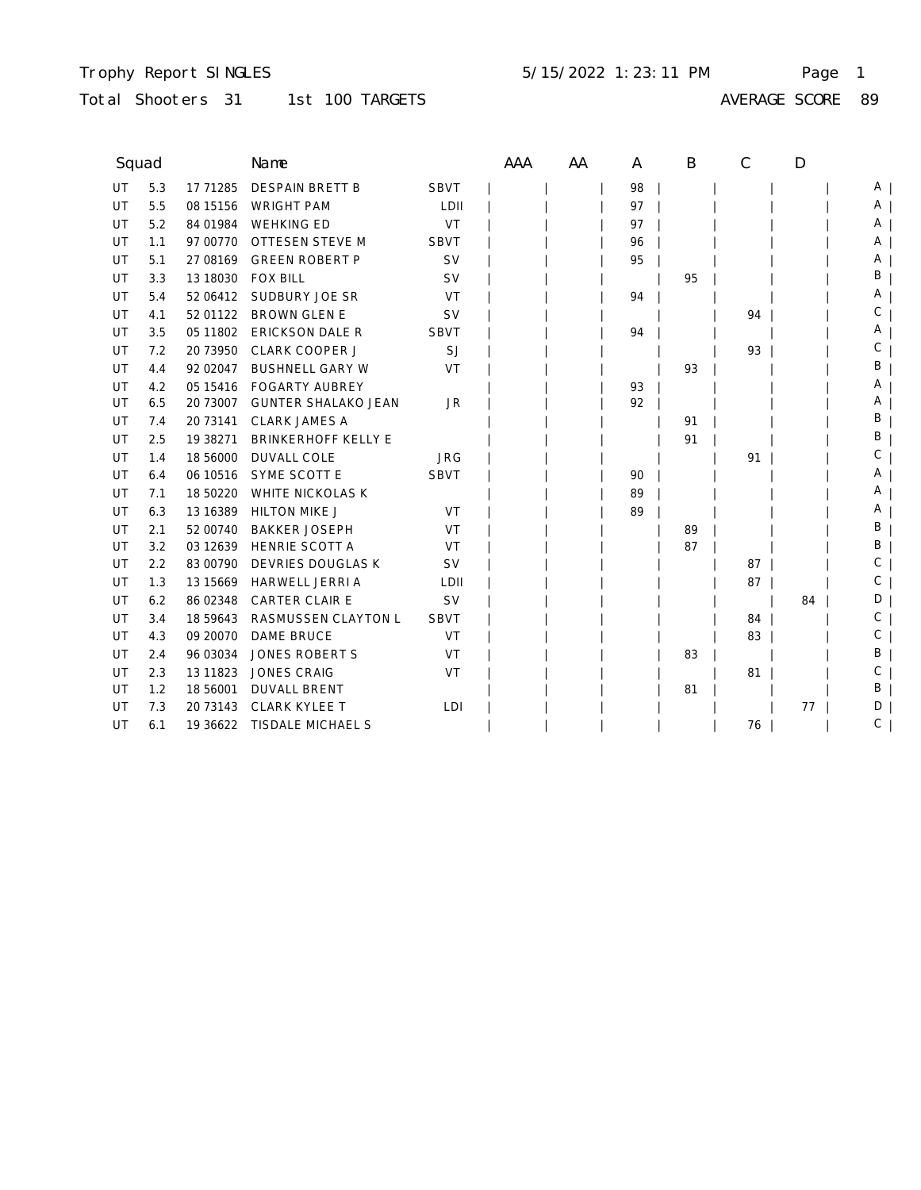Trophy Report SINGLES &nbsp;&nbsp;&nbsp; 5/15/2022 1:23:11 PM

Total Shooters 31 &nbsp;&nbsp;&nbsp; 1st 100 TARGETS &nbsp;&nbsp;&nbsp; AVERAGE SCORE 89

| Squad | | | Name | | AAA | AA | A | B | C | D | |
|---|---|---|---|---|---|---|---|---|---|---|---|
| UT | 5.3 | 17 71285 | DESPAIN BRETT B | SBVT | | | 98 | | | | A |
| UT | 5.5 | 08 15156 | WRIGHT PAM | LDII | | | 97 | | | | A |
| UT | 5.2 | 84 01984 | WEHKING ED | VT | | | 97 | | | | A |
| UT | 1.1 | 97 00770 | OTTESEN STEVE M | SBVT | | | 96 | | | | A |
| UT | 5.1 | 27 08169 | GREEN ROBERT P | SV | | | 95 | | | | A |
| UT | 3.3 | 13 18030 | FOX BILL | SV | | | | 95 | | | B |
| UT | 5.4 | 52 06412 | SUDBURY JOE SR | VT | | | 94 | | | | A |
| UT | 4.1 | 52 01122 | BROWN GLEN E | SV | | | | | 94 | | C |
| UT | 3.5 | 05 11802 | ERICKSON DALE R | SBVT | | | 94 | | | | A |
| UT | 7.2 | 20 73950 | CLARK COOPER J | SJ | | | | | 93 | | C |
| UT | 4.4 | 92 02047 | BUSHNELL GARY W | VT | | | | 93 | | | B |
| UT | 4.2 | 05 15416 | FOGARTY AUBREY | | | | 93 | | | | A |
| UT | 6.5 | 20 73007 | GUNTER SHALAKO JEAN | JR | | | 92 | | | | A |
| UT | 7.4 | 20 73141 | CLARK JAMES A | | | | | 91 | | | B |
| UT | 2.5 | 19 38271 | BRINKERHOFF KELLY E | | | | | 91 | | | B |
| UT | 1.4 | 18 56000 | DUVALL COLE | JRG | | | | | 91 | | C |
| UT | 6.4 | 06 10516 | SYME SCOTT E | SBVT | | | 90 | | | | A |
| UT | 7.1 | 18 50220 | WHITE NICKOLAS K | | | | 89 | | | | A |
| UT | 6.3 | 13 16389 | HILTON MIKE J | VT | | | 89 | | | | A |
| UT | 2.1 | 52 00740 | BAKKER JOSEPH | VT | | | | 89 | | | B |
| UT | 3.2 | 03 12639 | HENRIE SCOTT A | VT | | | | 87 | | | B |
| UT | 2.2 | 83 00790 | DEVRIES DOUGLAS K | SV | | | | | 87 | | C |
| UT | 1.3 | 13 15669 | HARWELL JERRI A | LDII | | | | | 87 | | C |
| UT | 6.2 | 86 02348 | CARTER CLAIR E | SV | | | | | | 84 | D |
| UT | 3.4 | 18 59643 | RASMUSSEN CLAYTON L | SBVT | | | | | 84 | | C |
| UT | 4.3 | 09 20070 | DAME BRUCE | VT | | | | | 83 | | C |
| UT | 2.4 | 96 03034 | JONES ROBERT S | VT | | | | 83 | | | B |
| UT | 2.3 | 13 11823 | JONES CRAIG | VT | | | | | 81 | | C |
| UT | 1.2 | 18 56001 | DUVALL BRENT | | | | | 81 | | | B |
| UT | 7.3 | 20 73143 | CLARK KYLEE T | LDI | | | | | | 77 | D |
| UT | 6.1 | 19 36622 | TISDALE MICHAEL S | | | | | | 76 | | C |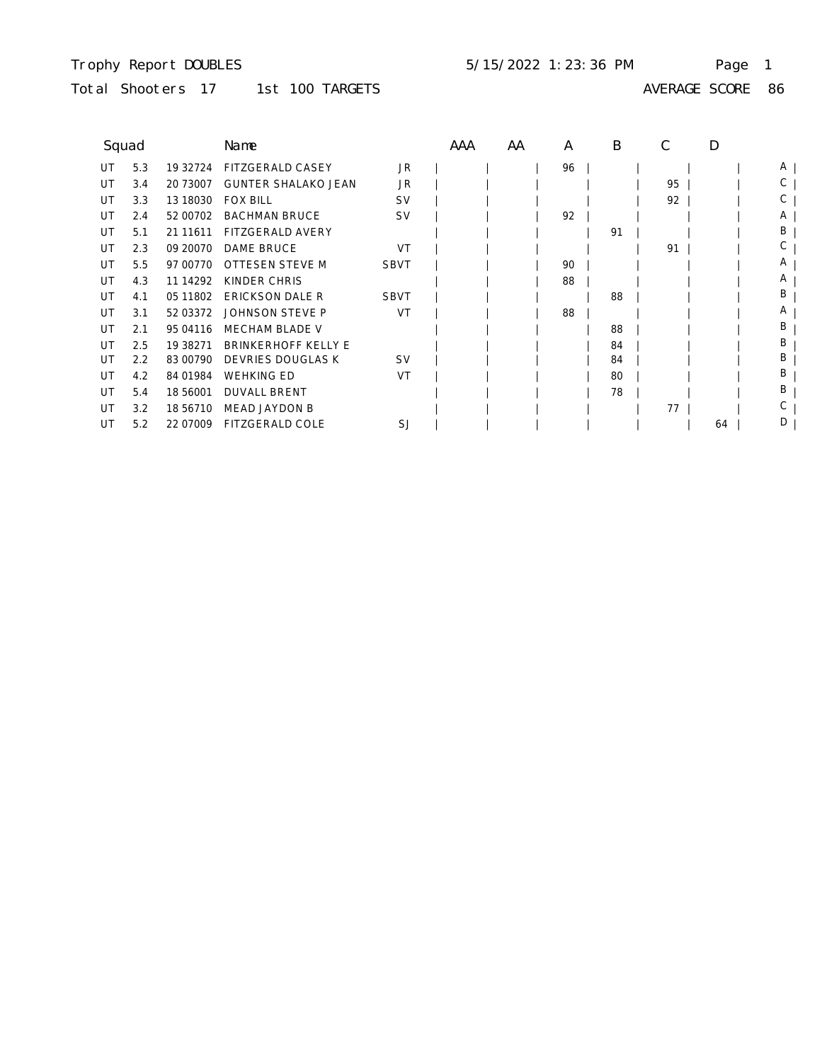Trophy Report DOUBLES 5/15/2022 1:23:36 PM

Total Shooters 17 1st 100 TARGETS AVERAGE SCORE 86

| | Squad | | Name | | AAA | AA | A | B | C | D | |
|---|---|---|---|---|---|---|---|---|---|---|---|
| UT | 5.3 | 19 32724 | FITZGERALD CASEY | JR | | | 96 | | | | A |
| UT | 3.4 | 20 73007 | GUNTER SHALAKO JEAN | JR | | | | | 95 | | C |
| UT | 3.3 | 13 18030 | FOX BILL | SV | | | | | 92 | | C |
| UT | 2.4 | 52 00702 | BACHMAN BRUCE | SV | | | 92 | | | | A |
| UT | 5.1 | 21 11611 | FITZGERALD AVERY | | | | | 91 | | | B |
| UT | 2.3 | 09 20070 | DAME BRUCE | VT | | | | | 91 | | C |
| UT | 5.5 | 97 00770 | OTTESEN STEVE M | SBVT | | | 90 | | | | A |
| UT | 4.3 | 11 14292 | KINDER CHRIS | | | | 88 | | | | A |
| UT | 4.1 | 05 11802 | ERICKSON DALE R | SBVT | | | | 88 | | | B |
| UT | 3.1 | 52 03372 | JOHNSON STEVE P | VT | | | 88 | | | | A |
| UT | 2.1 | 95 04116 | MECHAM BLADE V | | | | | 88 | | | B |
| UT | 2.5 | 19 38271 | BRINKERHOFF KELLY E | | | | | 84 | | | B |
| UT | 2.2 | 83 00790 | DEVRIES DOUGLAS K | SV | | | | 84 | | | B |
| UT | 4.2 | 84 01984 | WEHKING ED | VT | | | | 80 | | | B |
| UT | 5.4 | 18 56001 | DUVALL BRENT | | | | | 78 | | | B |
| UT | 3.2 | 18 56710 | MEAD JAYDON B | | | | | | 77 | | C |
| UT | 5.2 | 22 07009 | FITZGERALD COLE | SJ | | | | | | 64 | D |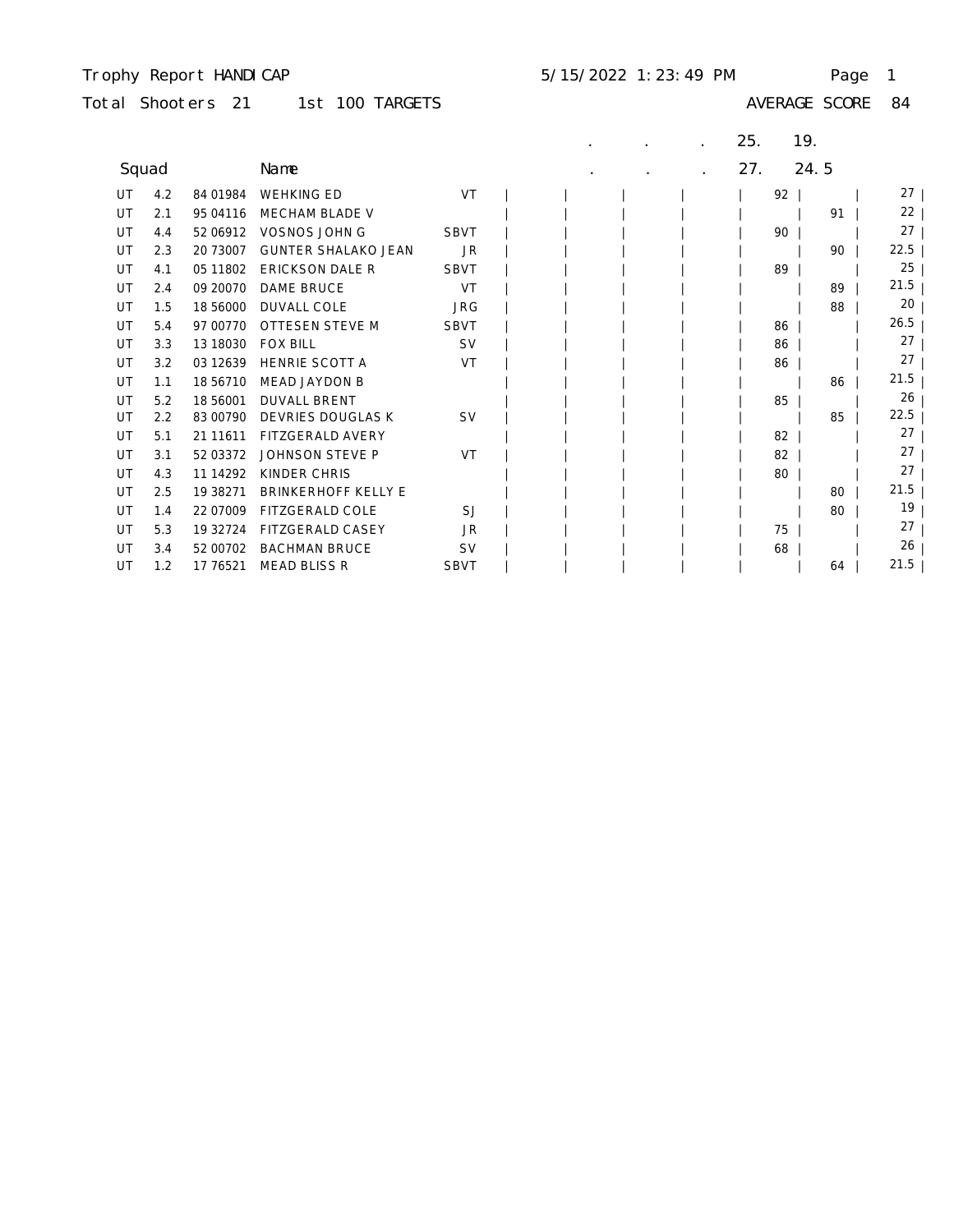Trophy Report HANDICAP 5/15/2022 1:23:49 PM

Total Shooters 21 1st 100 TARGETS AVERAGE SCORE 84

| | | | | | | . | . | . | 25. 27. | 19. 24.5 | |
|---|---|---|---|---|---|---|---|---|---|---|---|
| Squad | | | Name | | | | | | | | |
| UT | 4.2 | 84 01984 | WEHKING ED | VT | | | | | 92 | | 27 |
| UT | 2.1 | 95 04116 | MECHAM BLADE V | | | | | | | 91 | 22 |
| UT | 4.4 | 52 06912 | VOSNOS JOHN G | SBVT | | | | | 90 | | 27 |
| UT | 2.3 | 20 73007 | GUNTER SHALAKO JEAN | JR | | | | | | 90 | 22.5 |
| UT | 4.1 | 05 11802 | ERICKSON DALE R | SBVT | | | | | 89 | | 25 |
| UT | 2.4 | 09 20070 | DAME BRUCE | VT | | | | | | 89 | 21.5 |
| UT | 1.5 | 18 56000 | DUVALL COLE | JRG | | | | | | 88 | 20 |
| UT | 5.4 | 97 00770 | OTTESEN STEVE M | SBVT | | | | | 86 | | 26.5 |
| UT | 3.3 | 13 18030 | FOX BILL | SV | | | | | 86 | | 27 |
| UT | 3.2 | 03 12639 | HENRIE SCOTT A | VT | | | | | 86 | | 27 |
| UT | 1.1 | 18 56710 | MEAD JAYDON B | | | | | | | 86 | 21.5 |
| UT | 5.2 | 18 56001 | DUVALL BRENT | | | | | | 85 | | 26 |
| UT | 2.2 | 83 00790 | DEVRIES DOUGLAS K | SV | | | | | | 85 | 22.5 |
| UT | 5.1 | 21 11611 | FITZGERALD AVERY | | | | | | 82 | | 27 |
| UT | 3.1 | 52 03372 | JOHNSON STEVE P | VT | | | | | 82 | | 27 |
| UT | 4.3 | 11 14292 | KINDER CHRIS | | | | | | 80 | | 27 |
| UT | 2.5 | 19 38271 | BRINKERHOFF KELLY E | | | | | | | 80 | 21.5 |
| UT | 1.4 | 22 07009 | FITZGERALD COLE | SJ | | | | | | 80 | 19 |
| UT | 5.3 | 19 32724 | FITZGERALD CASEY | JR | | | | | 75 | | 27 |
| UT | 3.4 | 52 00702 | BACHMAN BRUCE | SV | | | | | 68 | | 26 |
| UT | 1.2 | 17 76521 | MEAD BLISS R | SBVT | | | | | | 64 | 21.5 |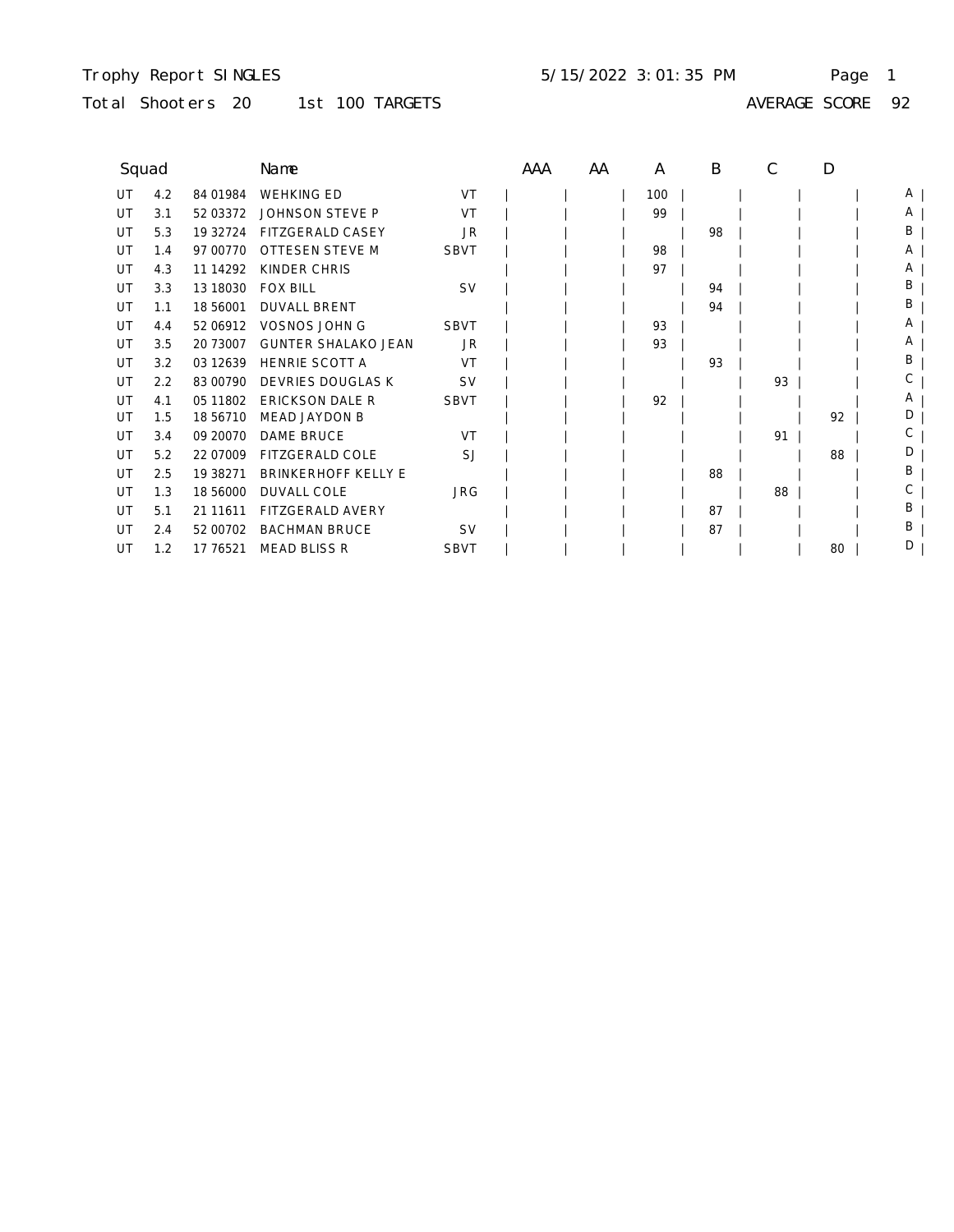Trophy Report SINGLES 5/15/2022 3:01:35 PM

Total Shooters 20 1st 100 TARGETS AVERAGE SCORE 92

| Squad | | | Name | | AAA | AA | A | B | C | D | |
|---|---|---|---|---|---|---|---|---|---|---|---|
| UT | 4.2 | 84 01984 | WEHKING ED | VT | | | 100 | | | | A |
| UT | 3.1 | 52 03372 | JOHNSON STEVE P | VT | | | 99 | | | | A |
| UT | 5.3 | 19 32724 | FITZGERALD CASEY | JR | | | | 98 | | | B |
| UT | 1.4 | 97 00770 | OTTESEN STEVE M | SBVT | | | 98 | | | | A |
| UT | 4.3 | 11 14292 | KINDER CHRIS | | | | 97 | | | | A |
| UT | 3.3 | 13 18030 | FOX BILL | SV | | | | 94 | | | B |
| UT | 1.1 | 18 56001 | DUVALL BRENT | | | | | 94 | | | B |
| UT | 4.4 | 52 06912 | VOSNOS JOHN G | SBVT | | | 93 | | | | A |
| UT | 3.5 | 20 73007 | GUNTER SHALAKO JEAN | JR | | | 93 | | | | A |
| UT | 3.2 | 03 12639 | HENRIE SCOTT A | VT | | | | 93 | | | B |
| UT | 2.2 | 83 00790 | DEVRIES DOUGLAS K | SV | | | | | 93 | | C |
| UT | 4.1 | 05 11802 | ERICKSON DALE R | SBVT | | | 92 | | | | A |
| UT | 1.5 | 18 56710 | MEAD JAYDON B | | | | | | | 92 | D |
| UT | 3.4 | 09 20070 | DAME BRUCE | VT | | | | | 91 | | C |
| UT | 5.2 | 22 07009 | FITZGERALD COLE | SJ | | | | | | 88 | D |
| UT | 2.5 | 19 38271 | BRINKERHOFF KELLY E | | | | | 88 | | | B |
| UT | 1.3 | 18 56000 | DUVALL COLE | JRG | | | | | 88 | | C |
| UT | 5.1 | 21 11611 | FITZGERALD AVERY | | | | | 87 | | | B |
| UT | 2.4 | 52 00702 | BACHMAN BRUCE | SV | | | | 87 | | | B |
| UT | 1.2 | 17 76521 | MEAD BLISS R | SBVT | | | | | | 80 | D |